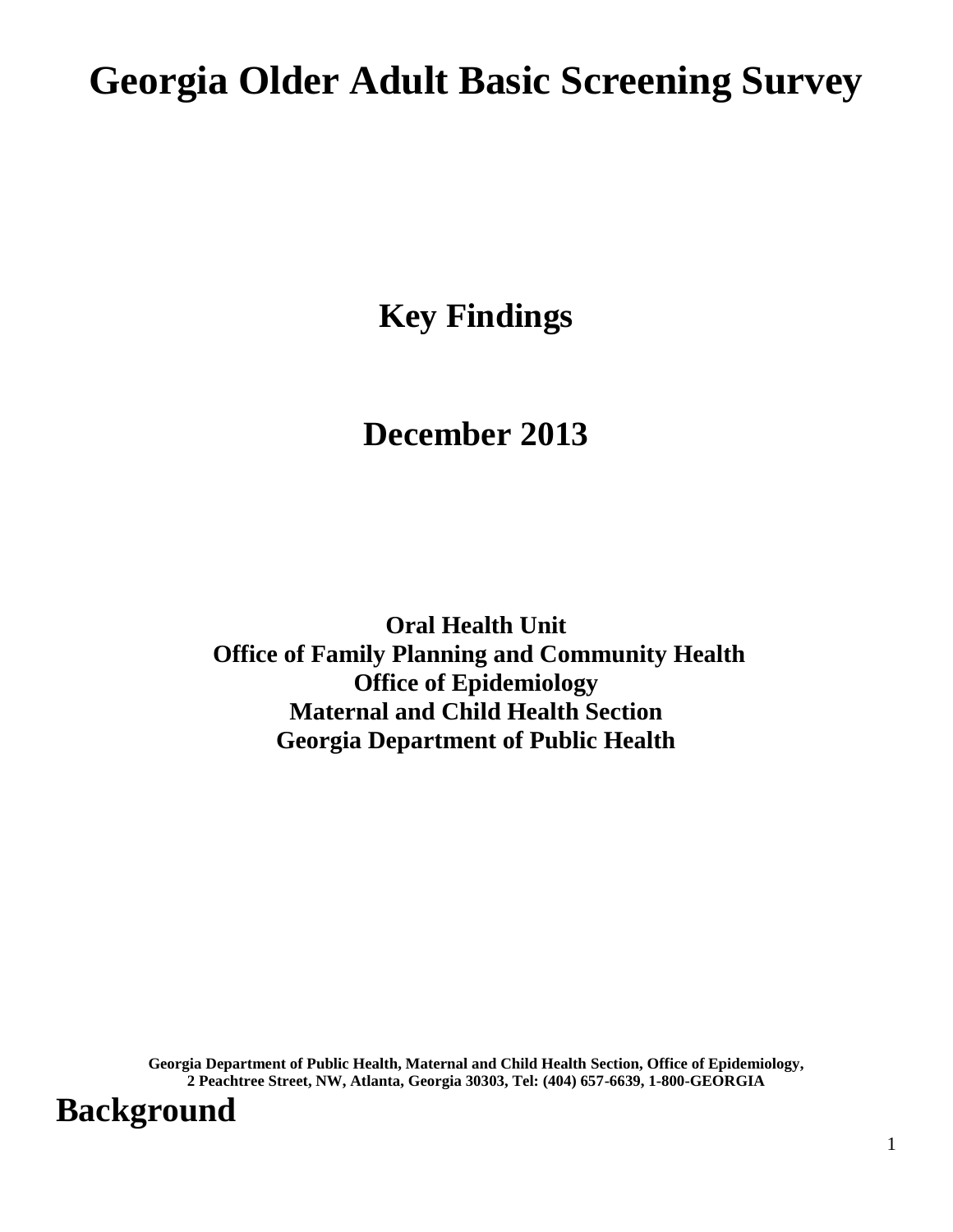# Georgia Older Adult Basic Screening Survey

## Key Findings

## December 2013

**Oral Health Unit**
**Office of Family Planning and Community Health**
**Office of Epidemiology**
**Maternal and Child Health Section**
**Georgia Department of Public Health**

**Georgia Department of Public Health, Maternal and Child Health Section, Office of Epidemiology, 2 Peachtree Street, NW, Atlanta, Georgia 30303, Tel: (404) 657-6639, 1-800-GEORGIA**

# Background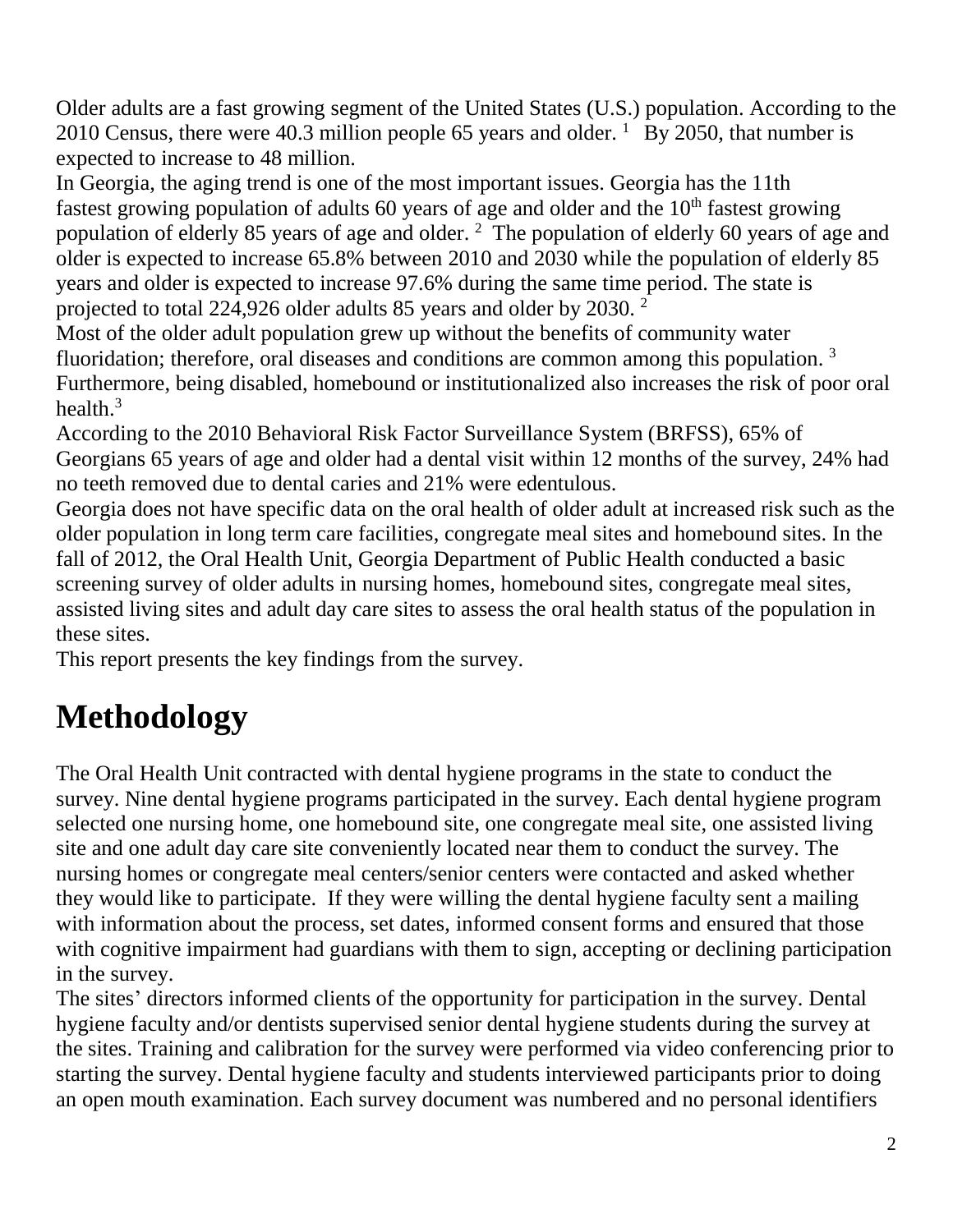Older adults are a fast growing segment of the United States (U.S.) population. According to the 2010 Census, there were 40.3 million people 65 years and older. [1] By 2050, that number is expected to increase to 48 million.

In Georgia, the aging trend is one of the most important issues. Georgia has the 11th fastest growing population of adults 60 years of age and older and the 10th fastest growing population of elderly 85 years of age and older. [2] The population of elderly 60 years of age and older is expected to increase 65.8% between 2010 and 2030 while the population of elderly 85 years and older is expected to increase 97.6% during the same time period. The state is projected to total 224,926 older adults 85 years and older by 2030. [2]

Most of the older adult population grew up without the benefits of community water fluoridation; therefore, oral diseases and conditions are common among this population. [3] Furthermore, being disabled, homebound or institutionalized also increases the risk of poor oral health.[3]

According to the 2010 Behavioral Risk Factor Surveillance System (BRFSS), 65% of Georgians 65 years of age and older had a dental visit within 12 months of the survey, 24% had no teeth removed due to dental caries and 21% were edentulous.

Georgia does not have specific data on the oral health of older adult at increased risk such as the older population in long term care facilities, congregate meal sites and homebound sites. In the fall of 2012, the Oral Health Unit, Georgia Department of Public Health conducted a basic screening survey of older adults in nursing homes, homebound sites, congregate meal sites, assisted living sites and adult day care sites to assess the oral health status of the population in these sites.

This report presents the key findings from the survey.

# Methodology

The Oral Health Unit contracted with dental hygiene programs in the state to conduct the survey. Nine dental hygiene programs participated in the survey. Each dental hygiene program selected one nursing home, one homebound site, one congregate meal site, one assisted living site and one adult day care site conveniently located near them to conduct the survey. The nursing homes or congregate meal centers/senior centers were contacted and asked whether they would like to participate. If they were willing the dental hygiene faculty sent a mailing with information about the process, set dates, informed consent forms and ensured that those with cognitive impairment had guardians with them to sign, accepting or declining participation in the survey.

The sites' directors informed clients of the opportunity for participation in the survey. Dental hygiene faculty and/or dentists supervised senior dental hygiene students during the survey at the sites. Training and calibration for the survey were performed via video conferencing prior to starting the survey. Dental hygiene faculty and students interviewed participants prior to doing an open mouth examination. Each survey document was numbered and no personal identifiers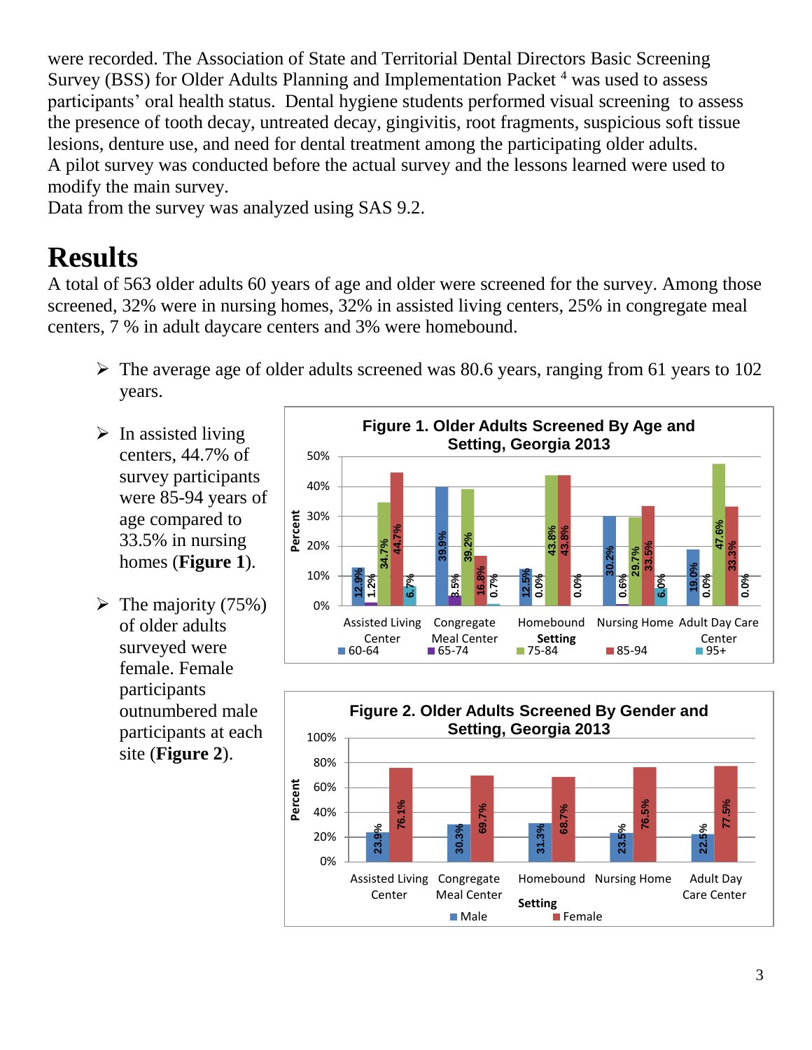were recorded. The Association of State and Territorial Dental Directors Basic Screening Survey (BSS) for Older Adults Planning and Implementation Packet [4] was used to assess participants' oral health status. Dental hygiene students performed visual screening to assess the presence of tooth decay, untreated decay, gingivitis, root fragments, suspicious soft tissue lesions, denture use, and need for dental treatment among the participating older adults.
A pilot survey was conducted before the actual survey and the lessons learned were used to modify the main survey.
Data from the survey was analyzed using SAS 9.2.

# Results

A total of 563 older adults 60 years of age and older were screened for the survey. Among those screened, 32% were in nursing homes, 32% in assisted living centers, 25% in congregate meal centers, 7 % in adult daycare centers and 3% were homebound.

- The average age of older adults screened was 80.6 years, ranging from 61 years to 102 years.
- In assisted living centers, 44.7% of survey participants were 85-94 years of age compared to 33.5% in nursing homes (**Figure 1**).
- The majority (75%) of older adults surveyed were female. Female participants outnumbered male participants at each site (**Figure 2**).

**Figure 1. Older Adults Screened By Age and Setting, Georgia 2013**

| Setting | 60-64 | 65-74 | 75-84 | 85-94 | 95+ |
|---|---|---|---|---|---|
| Assisted Living Center | 12.9% | 1.2% | 34.7% | 44.7% | 6.7% |
| Congregate Meal Center | 39.9% | 3.5% | 39.2% | 16.8% | 0.7% |
| Homebound | 12.5% | 0.0% | 43.8% | 43.8% | 0.0% |
| Nursing Home | 30.2% | 0.6% | 29.7% | 33.5% | 6.0% |
| Adult Day Care Center | 19.0% | 0.0% | 47.6% | 33.3% | 0.0% |

**Figure 2. Older Adults Screened By Gender and Setting, Georgia 2013**

| Setting | Male | Female |
|---|---|---|
| Assisted Living Center | 23.9% | 76.1% |
| Congregate Meal Center | 30.3% | 69.7% |
| Homebound | 31.3% | 68.7% |
| Nursing Home | 23.5% | 76.5% |
| Adult Day Care Center | 22.5% | 77.5% |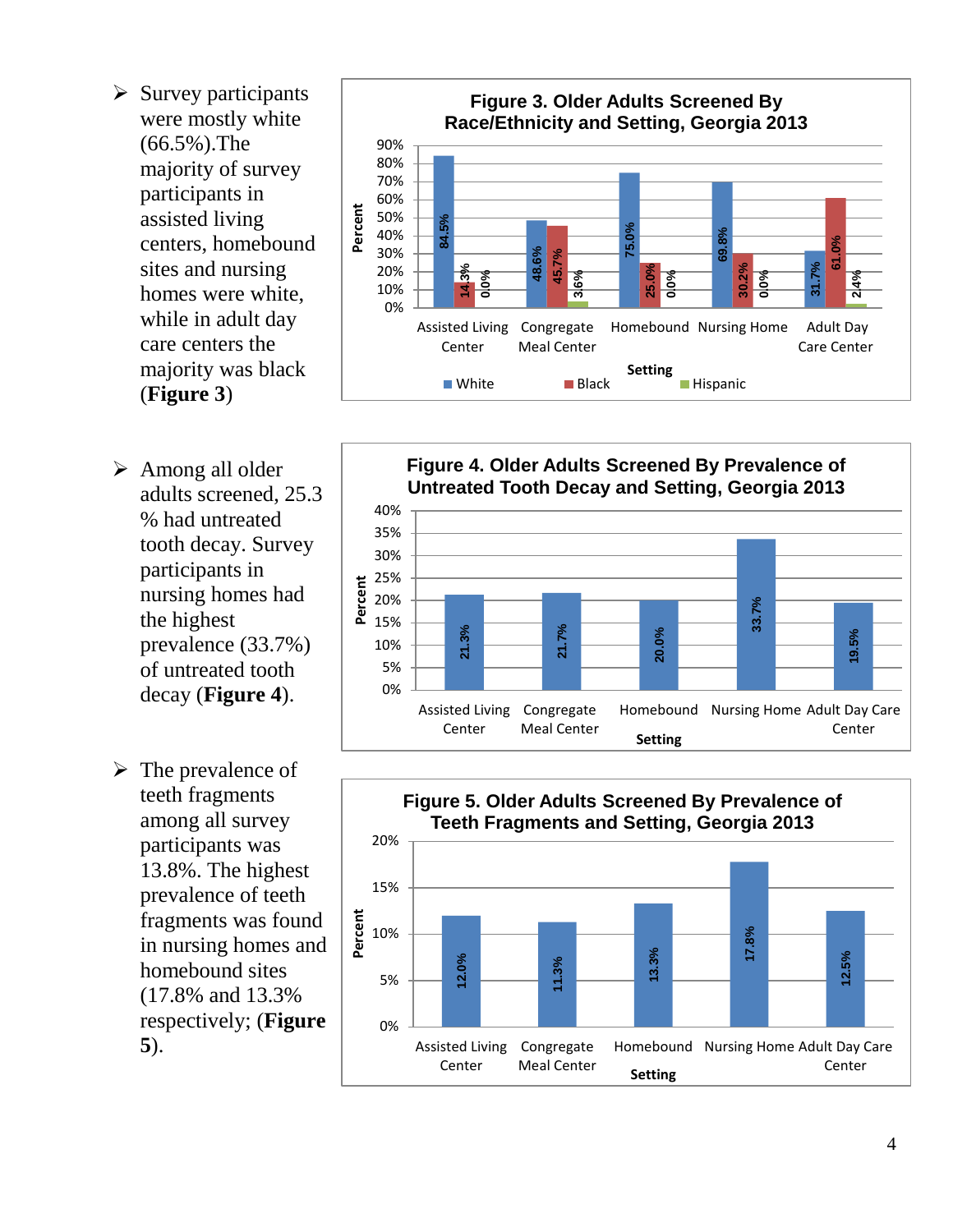- Survey participants were mostly white (66.5%).The majority of survey participants in assisted living centers, homebound sites and nursing homes were white, while in adult day care centers the majority was black (**Figure 3**)

**Figure 3. Older Adults Screened By Race/Ethnicity and Setting, Georgia 2013**

| Setting | White | Black | Hispanic |
|---|---|---|---|
| Assisted Living Center | 84.5% | 14.3% | 0.0% |
| Congregate Meal Center | 48.6% | 45.7% | 3.6% |
| Homebound | 75.0% | 25.0% | 0.0% |
| Nursing Home | 69.8% | 30.2% | 0.0% |
| Adult Day Care Center | 31.7% | 61.0% | 2.4% |

- Among all older adults screened, 25.3 % had untreated tooth decay. Survey participants in nursing homes had the highest prevalence (33.7%) of untreated tooth decay (**Figure 4**).

**Figure 4. Older Adults Screened By Prevalence of Untreated Tooth Decay and Setting, Georgia 2013**

| Setting | Percent |
|---|---|
| Assisted Living Center | 21.3% |
| Congregate Meal Center | 21.7% |
| Homebound | 20.0% |
| Nursing Home | 33.7% |
| Adult Day Care Center | 19.5% |

- The prevalence of teeth fragments among all survey participants was 13.8%. The highest prevalence of teeth fragments was found in nursing homes and homebound sites (17.8% and 13.3% respectively; (**Figure 5**).

**Figure 5. Older Adults Screened By Prevalence of Teeth Fragments and Setting, Georgia 2013**

| Setting | Percent |
|---|---|
| Assisted Living Center | 12.0% |
| Congregate Meal Center | 11.3% |
| Homebound | 13.3% |
| Nursing Home | 17.8% |
| Adult Day Care Center | 12.5% |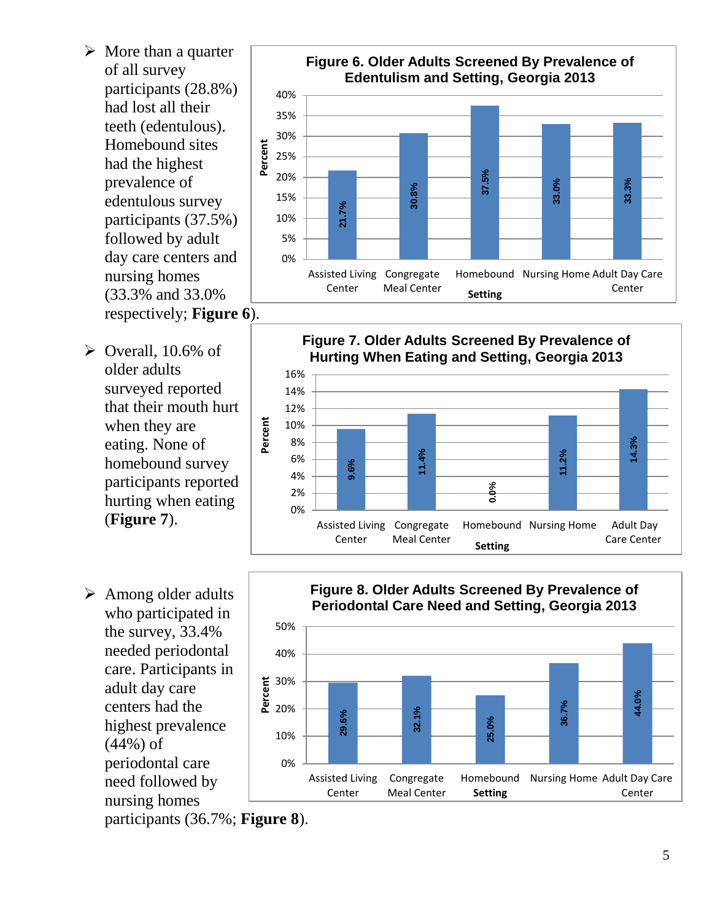- More than a quarter of all survey participants (28.8%) had lost all their teeth (edentulous). Homebound sites had the highest prevalence of edentulous survey participants (37.5%) followed by adult day care centers and nursing homes (33.3% and 33.0% respectively; **Figure 6**).

**Figure 6. Older Adults Screened By Prevalence of Edentulism and Setting, Georgia 2013**

| Setting | Percent |
|---|---|
| Assisted Living Center | 21.7% |
| Congregate Meal Center | 30.8% |
| Homebound | 37.5% |
| Nursing Home | 33.0% |
| Adult Day Care Center | 33.3% |

- Overall, 10.6% of older adults surveyed reported that their mouth hurt when they are eating. None of homebound survey participants reported hurting when eating (**Figure 7**).

**Figure 7. Older Adults Screened By Prevalence of Hurting When Eating and Setting, Georgia 2013**

| Setting | Percent |
|---|---|
| Assisted Living Center | 9.6% |
| Congregate Meal Center | 11.4% |
| Homebound | 0.0% |
| Nursing Home | 11.2% |
| Adult Day Care Center | 14.3% |

- Among older adults who participated in the survey, 33.4% needed periodontal care. Participants in adult day care centers had the highest prevalence (44%) of periodontal care need followed by nursing homes participants (36.7%; **Figure 8**).

**Figure 8. Older Adults Screened By Prevalence of Periodontal Care Need and Setting, Georgia 2013**

| Setting | Percent |
|---|---|
| Assisted Living Center | 29.6% |
| Congregate Meal Center | 32.1% |
| Homebound | 25.0% |
| Nursing Home | 36.7% |
| Adult Day Care Center | 44.0% |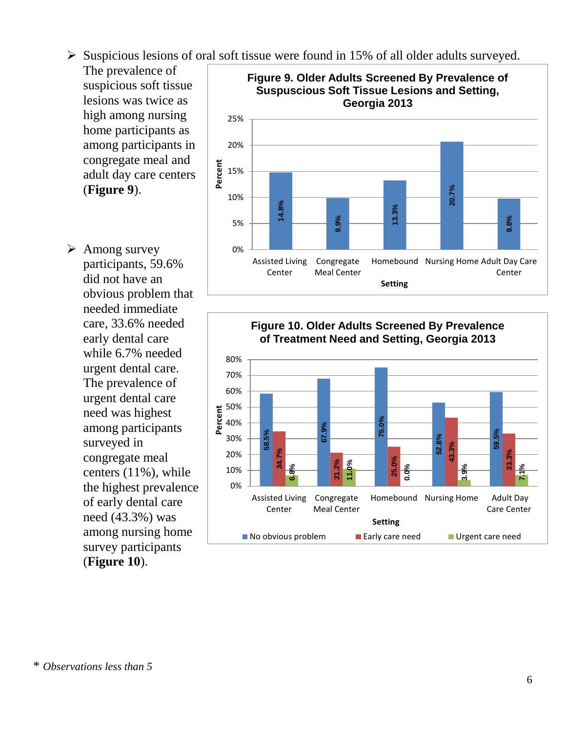- Suspicious lesions of oral soft tissue were found in 15% of all older adults surveyed. The prevalence of suspicious soft tissue lesions was twice as high among nursing home participants as among participants in congregate meal and adult day care centers (**Figure 9**).

**Figure 9. Older Adults Screened By Prevalence of Suspscious Soft Tissue Lesions and Setting, Georgia 2013**

| Setting | Percent |
|---|---|
| Assisted Living Center | 14.8% |
| Congregate Meal Center | 9.9% |
| Homebound | 13.3% |
| Nursing Home | 20.7% |
| Adult Day Care Center | 9.8% |

- Among survey participants, 59.6% did not have an obvious problem that needed immediate care, 33.6% needed early dental care while 6.7% needed urgent dental care. The prevalence of urgent dental care need was highest among participants surveyed in congregate meal centers (11%), while the highest prevalence of early dental care need (43.3%) was among nursing home survey participants (**Figure 10**).

**Figure 10. Older Adults Screened By Prevalence of Treatment Need and Setting, Georgia 2013**

| Setting | No obvious problem | Early care need | Urgent care need |
|---|---|---|---|
| Assisted Living Center | 58.5% | 34.7% | 6.8% |
| Congregate Meal Center | 67.9% | 21.2% | 11.0% |
| Homebound | 75.0% | 25.0% | 0.0% |
| Nursing Home | 52.8% | 43.3% | 3.9% |
| Adult Day Care Center | 59.5% | 33.3% | 7.1% |

\* *Observations less than 5*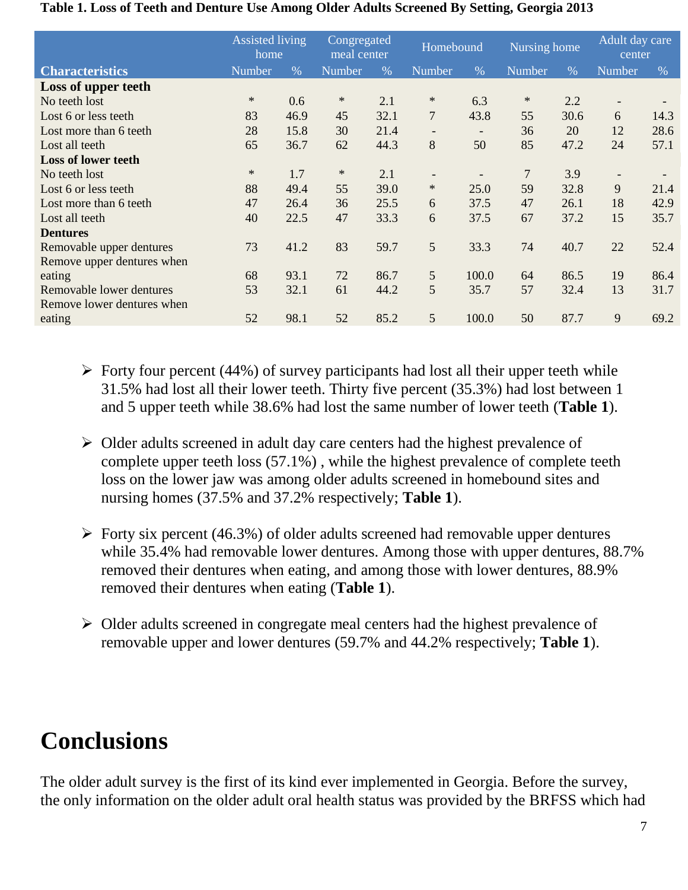**Table 1. Loss of Teeth and Denture Use Among Older Adults Screened By Setting, Georgia 2013**

| | Assisted living home | | Congregated meal center | | Homebound | | Nursing home | | Adult day care center | |
|---|---|---|---|---|---|---|---|---|---|---|
| **Characteristics** | Number | % | Number | % | Number | % | Number | % | Number | % |
| **Loss of upper teeth** | | | | | | | | | | |
| No teeth lost | * | 0.6 | * | 2.1 | * | 6.3 | * | 2.2 | - | - |
| Lost 6 or less teeth | 83 | 46.9 | 45 | 32.1 | 7 | 43.8 | 55 | 30.6 | 6 | 14.3 |
| Lost more than 6 teeth | 28 | 15.8 | 30 | 21.4 | - | - | 36 | 20 | 12 | 28.6 |
| Lost all teeth | 65 | 36.7 | 62 | 44.3 | 8 | 50 | 85 | 47.2 | 24 | 57.1 |
| **Loss of lower teeth** | | | | | | | | | | |
| No teeth lost | * | 1.7 | * | 2.1 | - | - | 7 | 3.9 | - | - |
| Lost 6 or less teeth | 88 | 49.4 | 55 | 39.0 | * | 25.0 | 59 | 32.8 | 9 | 21.4 |
| Lost more than 6 teeth | 47 | 26.4 | 36 | 25.5 | 6 | 37.5 | 47 | 26.1 | 18 | 42.9 |
| Lost all teeth | 40 | 22.5 | 47 | 33.3 | 6 | 37.5 | 67 | 37.2 | 15 | 35.7 |
| **Dentures** | | | | | | | | | | |
| Removable upper dentures | 73 | 41.2 | 83 | 59.7 | 5 | 33.3 | 74 | 40.7 | 22 | 52.4 |
| Remove upper dentures when eating | 68 | 93.1 | 72 | 86.7 | 5 | 100.0 | 64 | 86.5 | 19 | 86.4 |
| Removable lower dentures | 53 | 32.1 | 61 | 44.2 | 5 | 35.7 | 57 | 32.4 | 13 | 31.7 |
| Remove lower dentures when eating | 52 | 98.1 | 52 | 85.2 | 5 | 100.0 | 50 | 87.7 | 9 | 69.2 |

- Forty four percent (44%) of survey participants had lost all their upper teeth while 31.5% had lost all their lower teeth. Thirty five percent (35.3%) had lost between 1 and 5 upper teeth while 38.6% had lost the same number of lower teeth (**Table 1**).

- Older adults screened in adult day care centers had the highest prevalence of complete upper teeth loss (57.1%) , while the highest prevalence of complete teeth loss on the lower jaw was among older adults screened in homebound sites and nursing homes (37.5% and 37.2% respectively; **Table 1**).

- Forty six percent (46.3%) of older adults screened had removable upper dentures while 35.4% had removable lower dentures. Among those with upper dentures, 88.7% removed their dentures when eating, and among those with lower dentures, 88.9% removed their dentures when eating (**Table 1**).

- Older adults screened in congregate meal centers had the highest prevalence of removable upper and lower dentures (59.7% and 44.2% respectively; **Table 1**).

# Conclusions

The older adult survey is the first of its kind ever implemented in Georgia. Before the survey, the only information on the older adult oral health status was provided by the BRFSS which had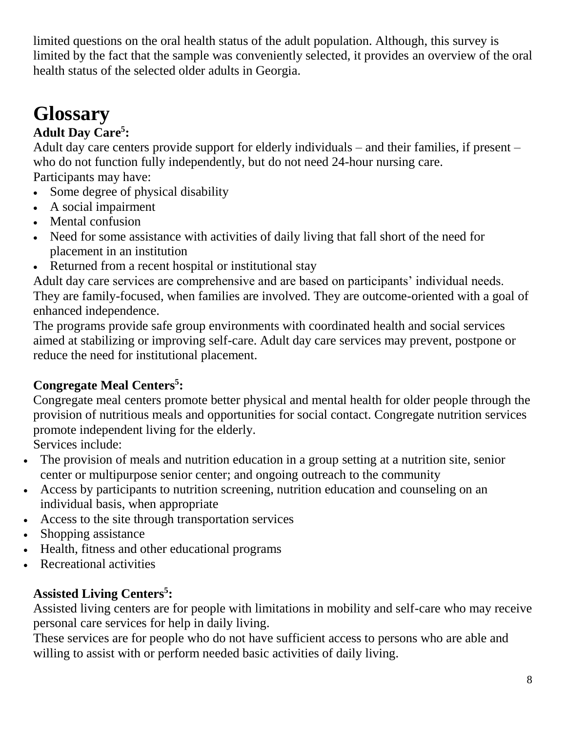limited questions on the oral health status of the adult population. Although, this survey is limited by the fact that the sample was conveniently selected, it provides an overview of the oral health status of the selected older adults in Georgia.

# Glossary

**Adult Day Care[5]:**

Adult day care centers provide support for elderly individuals – and their families, if present – who do not function fully independently, but do not need 24-hour nursing care.

Participants may have:

- Some degree of physical disability
- A social impairment
- Mental confusion
- Need for some assistance with activities of daily living that fall short of the need for placement in an institution
- Returned from a recent hospital or institutional stay

Adult day care services are comprehensive and are based on participants' individual needs. They are family-focused, when families are involved. They are outcome-oriented with a goal of enhanced independence.

The programs provide safe group environments with coordinated health and social services aimed at stabilizing or improving self-care. Adult day care services may prevent, postpone or reduce the need for institutional placement.

**Congregate Meal Centers[5]:**

Congregate meal centers promote better physical and mental health for older people through the provision of nutritious meals and opportunities for social contact. Congregate nutrition services promote independent living for the elderly.

Services include:

- The provision of meals and nutrition education in a group setting at a nutrition site, senior center or multipurpose senior center; and ongoing outreach to the community
- Access by participants to nutrition screening, nutrition education and counseling on an individual basis, when appropriate
- Access to the site through transportation services
- Shopping assistance
- Health, fitness and other educational programs
- Recreational activities

**Assisted Living Centers[5]:**

Assisted living centers are for people with limitations in mobility and self-care who may receive personal care services for help in daily living.

These services are for people who do not have sufficient access to persons who are able and willing to assist with or perform needed basic activities of daily living.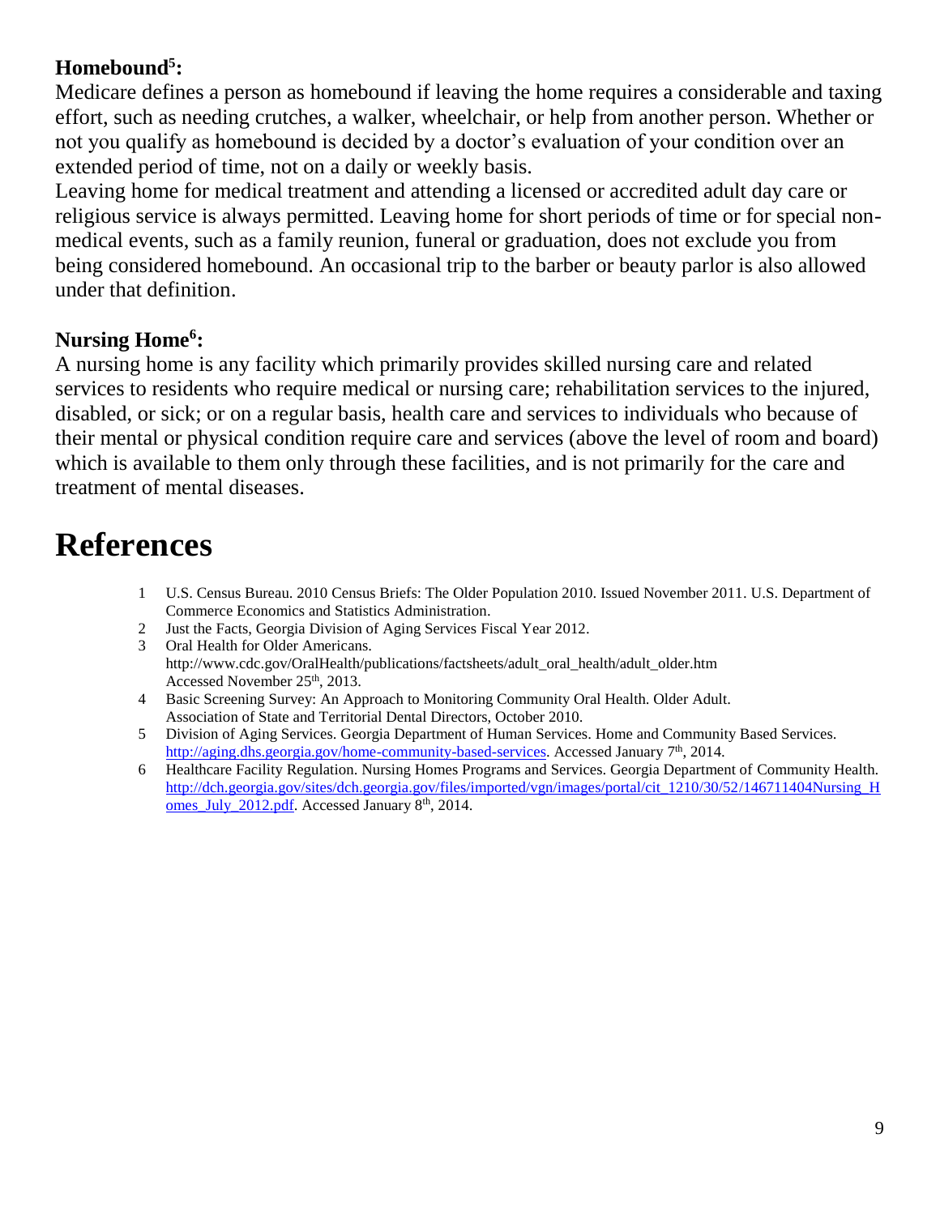**Homebound[5]:**
Medicare defines a person as homebound if leaving the home requires a considerable and taxing effort, such as needing crutches, a walker, wheelchair, or help from another person. Whether or not you qualify as homebound is decided by a doctor's evaluation of your condition over an extended period of time, not on a daily or weekly basis.
Leaving home for medical treatment and attending a licensed or accredited adult day care or religious service is always permitted. Leaving home for short periods of time or for special non-medical events, such as a family reunion, funeral or graduation, does not exclude you from being considered homebound. An occasional trip to the barber or beauty parlor is also allowed under that definition.

**Nursing Home[6]:**
A nursing home is any facility which primarily provides skilled nursing care and related services to residents who require medical or nursing care; rehabilitation services to the injured, disabled, or sick; or on a regular basis, health care and services to individuals who because of their mental or physical condition require care and services (above the level of room and board) which is available to them only through these facilities, and is not primarily for the care and treatment of mental diseases.

# References

1. U.S. Census Bureau. 2010 Census Briefs: The Older Population 2010. Issued November 2011. U.S. Department of Commerce Economics and Statistics Administration.
2. Just the Facts, Georgia Division of Aging Services Fiscal Year 2012.
3. Oral Health for Older Americans. http://www.cdc.gov/OralHealth/publications/factsheets/adult_oral_health/adult_older.htm Accessed November 25th, 2013.
4. Basic Screening Survey: An Approach to Monitoring Community Oral Health. Older Adult. Association of State and Territorial Dental Directors, October 2010.
5. Division of Aging Services. Georgia Department of Human Services. Home and Community Based Services. http://aging.dhs.georgia.gov/home-community-based-services. Accessed January 7th, 2014.
6. Healthcare Facility Regulation. Nursing Homes Programs and Services. Georgia Department of Community Health. http://dch.georgia.gov/sites/dch.georgia.gov/files/imported/vgn/images/portal/cit_1210/30/52/146711404Nursing_Homes_July_2012.pdf. Accessed January 8th, 2014.